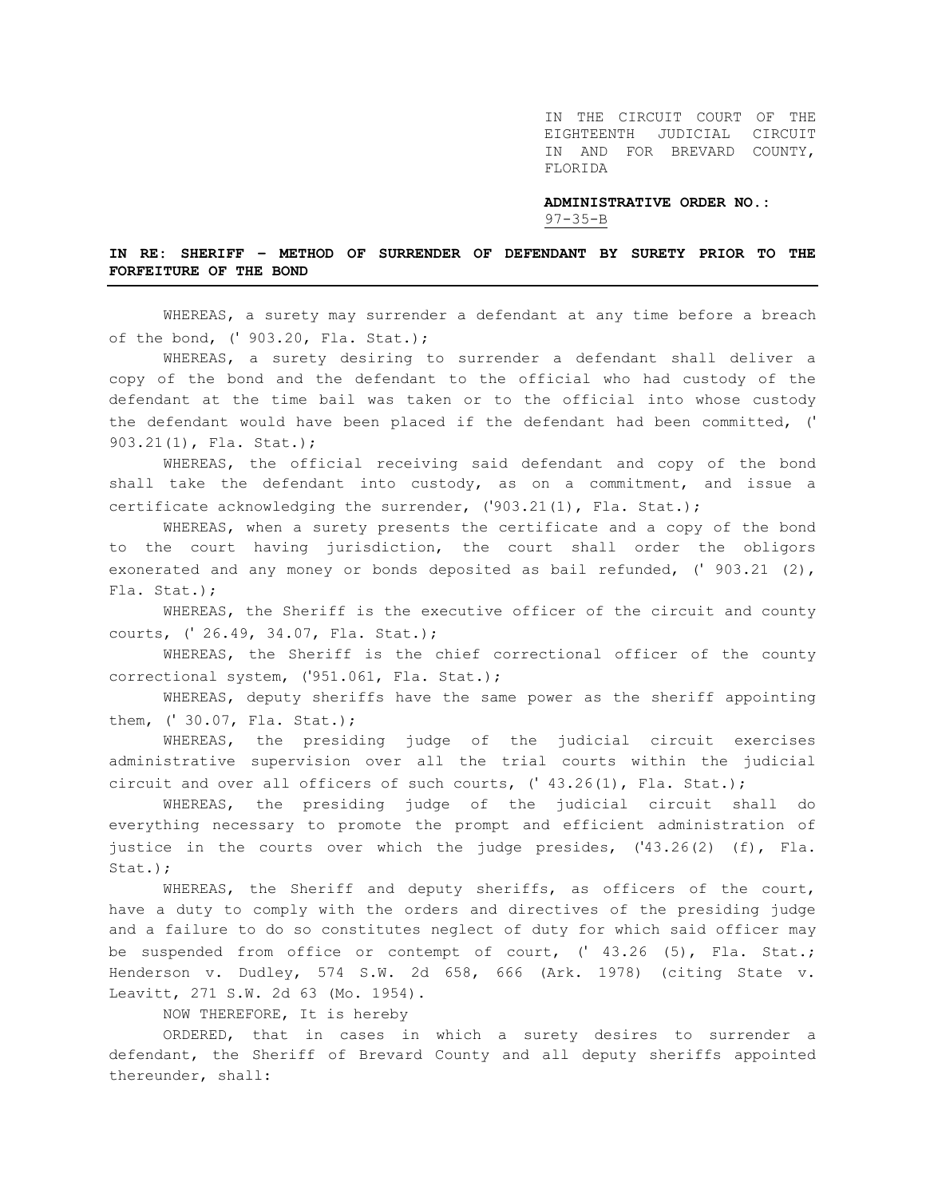IN THE CIRCUIT COURT OF THE EIGHTEENTH JUDICIAL CIRCUIT IN AND FOR BREVARD COUNTY, FLORIDA

**ADMINISTRATIVE ORDER NO.:** 97-35-B

**IN RE: SHERIFF – METHOD OF SURRENDER OF DEFENDANT BY SURETY PRIOR TO THE FORFEITURE OF THE BOND**

---

WHEREAS, a surety may surrender a defendant at any time before a breach of the bond, (' 903.20, Fla. Stat.);

WHEREAS, a surety desiring to surrender a defendant shall deliver a copy of the bond and the defendant to the official who had custody of the defendant at the time bail was taken or to the official into whose custody the defendant would have been placed if the defendant had been committed, (' 903.21(1), Fla. Stat.);

WHEREAS, the official receiving said defendant and copy of the bond shall take the defendant into custody, as on a commitment, and issue a certificate acknowledging the surrender, ('903.21(1), Fla. Stat.);

WHEREAS, when a surety presents the certificate and a copy of the bond to the court having jurisdiction, the court shall order the obligors exonerated and any money or bonds deposited as bail refunded, (' 903.21 (2), Fla. Stat.);

WHEREAS, the Sheriff is the executive officer of the circuit and county courts, (' 26.49, 34.07, Fla. Stat.);

WHEREAS, the Sheriff is the chief correctional officer of the county correctional system, ('951.061, Fla. Stat.);

WHEREAS, deputy sheriffs have the same power as the sheriff appointing them, (' 30.07, Fla. Stat.);

WHEREAS, the presiding judge of the judicial circuit exercises administrative supervision over all the trial courts within the judicial circuit and over all officers of such courts, (' 43.26(1), Fla. Stat.);

WHEREAS, the presiding judge of the judicial circuit shall do everything necessary to promote the prompt and efficient administration of justice in the courts over which the judge presides, ('43.26(2) (f), Fla. Stat.);

WHEREAS, the Sheriff and deputy sheriffs, as officers of the court, have a duty to comply with the orders and directives of the presiding judge and a failure to do so constitutes neglect of duty for which said officer may be suspended from office or contempt of court, (' 43.26 (5), Fla. Stat.; Henderson v. Dudley, 574 S.W. 2d 658, 666 (Ark. 1978) (citing State v. Leavitt, 271 S.W. 2d 63 (Mo. 1954).

NOW THEREFORE, It is hereby

ORDERED, that in cases in which a surety desires to surrender a defendant, the Sheriff of Brevard County and all deputy sheriffs appointed thereunder, shall: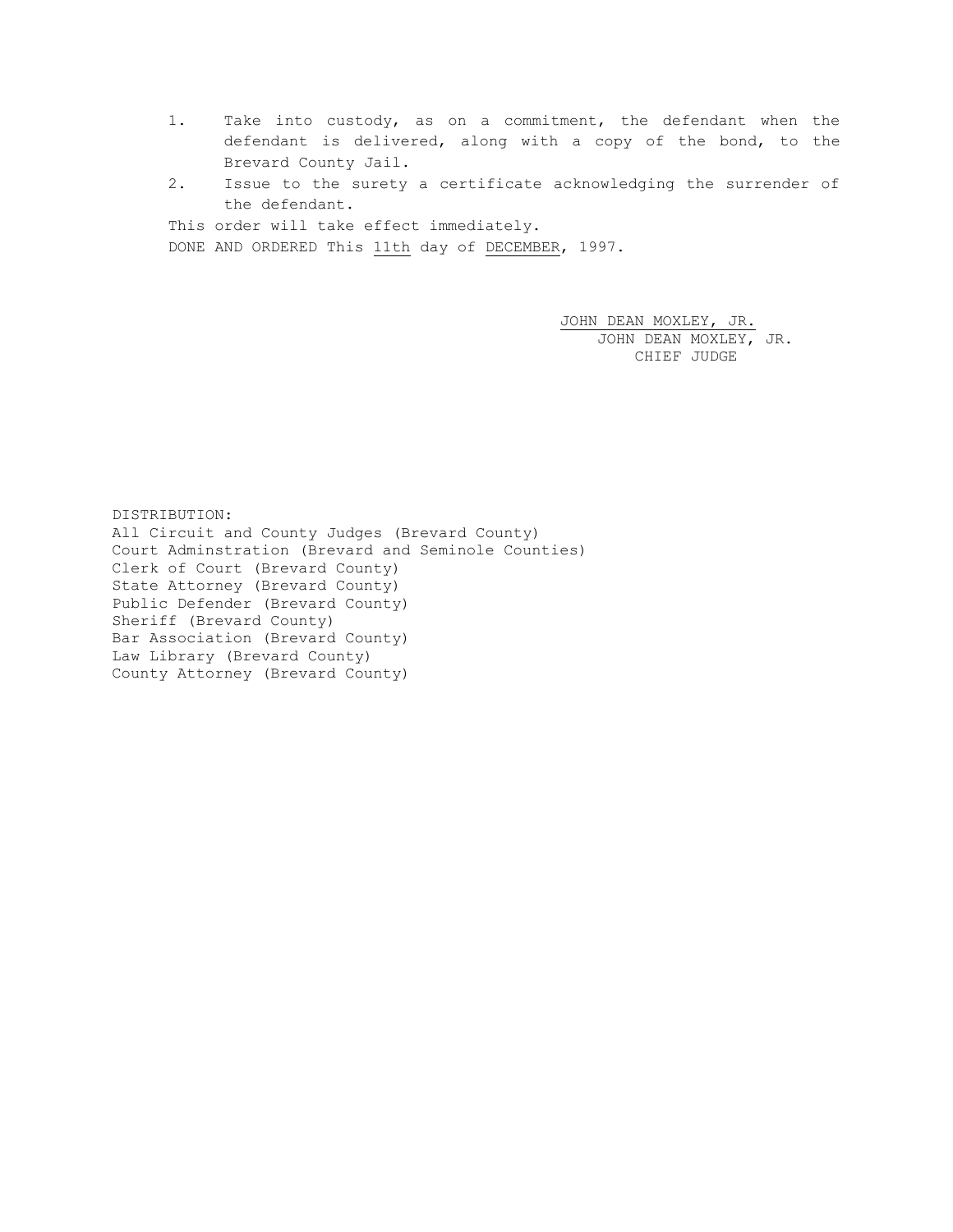1. Take into custody, as on a commitment, the defendant when the defendant is delivered, along with a copy of the bond, to the Brevard County Jail.
2. Issue to the surety a certificate acknowledging the surrender of the defendant.

This order will take effect immediately.

DONE AND ORDERED This 11th day of DECEMBER, 1997.

JOHN DEAN MOXLEY, JR.
JOHN DEAN MOXLEY, JR.
CHIEF JUDGE

DISTRIBUTION:
All Circuit and County Judges (Brevard County)
Court Adminstration (Brevard and Seminole Counties)
Clerk of Court (Brevard County)
State Attorney (Brevard County)
Public Defender (Brevard County)
Sheriff (Brevard County)
Bar Association (Brevard County)
Law Library (Brevard County)
County Attorney (Brevard County)